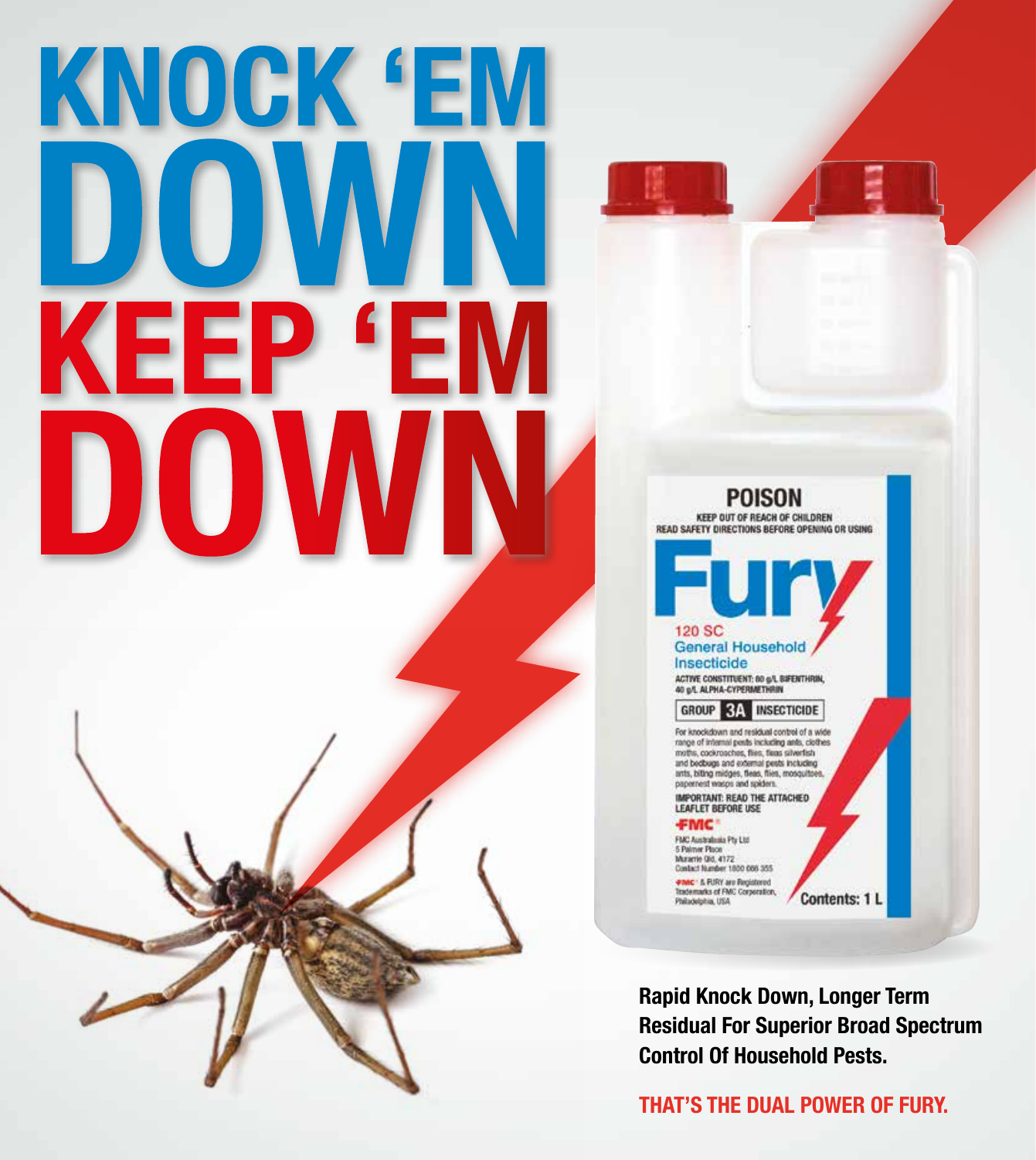# KNOCK 'EM DOWN KEEP 'EM DOWN

**POISON**

KEEP OUT OF REACH OF CHILDREN
READ SAFETY DIRECTIONS BEFORE OPENING OR USING

**Fury**

120 SC
General Household Insecticide

ACTIVE CONSTITUENT: 80 g/L BIFENTHRIN, 40 g/L ALPHA-CYPERMETHRIN

GROUP 3A INSECTICIDE

For knockdown and residual control of a wide range of internal pests including ants, clothes moths, cockroaches, flies, fleas silverfish and bedbugs and external pests including ants, biting midges, fleas, flies, mosquitoes, papernest wasps and spiders.

IMPORTANT: READ THE ATTACHED LEAFLET BEFORE USE

FMC

FMC Australasia Pty Ltd
5 Palmer Place
Murarrie Qld, 4172
Contact Number 1800 066 355

FMC & FURY are Registered Trademarks of FMC Corporation, Philadelphia, USA

Contents: 1 L

**Rapid Knock Down, Longer Term Residual For Superior Broad Spectrum Control Of Household Pests.**

**THAT'S THE DUAL POWER OF FURY.**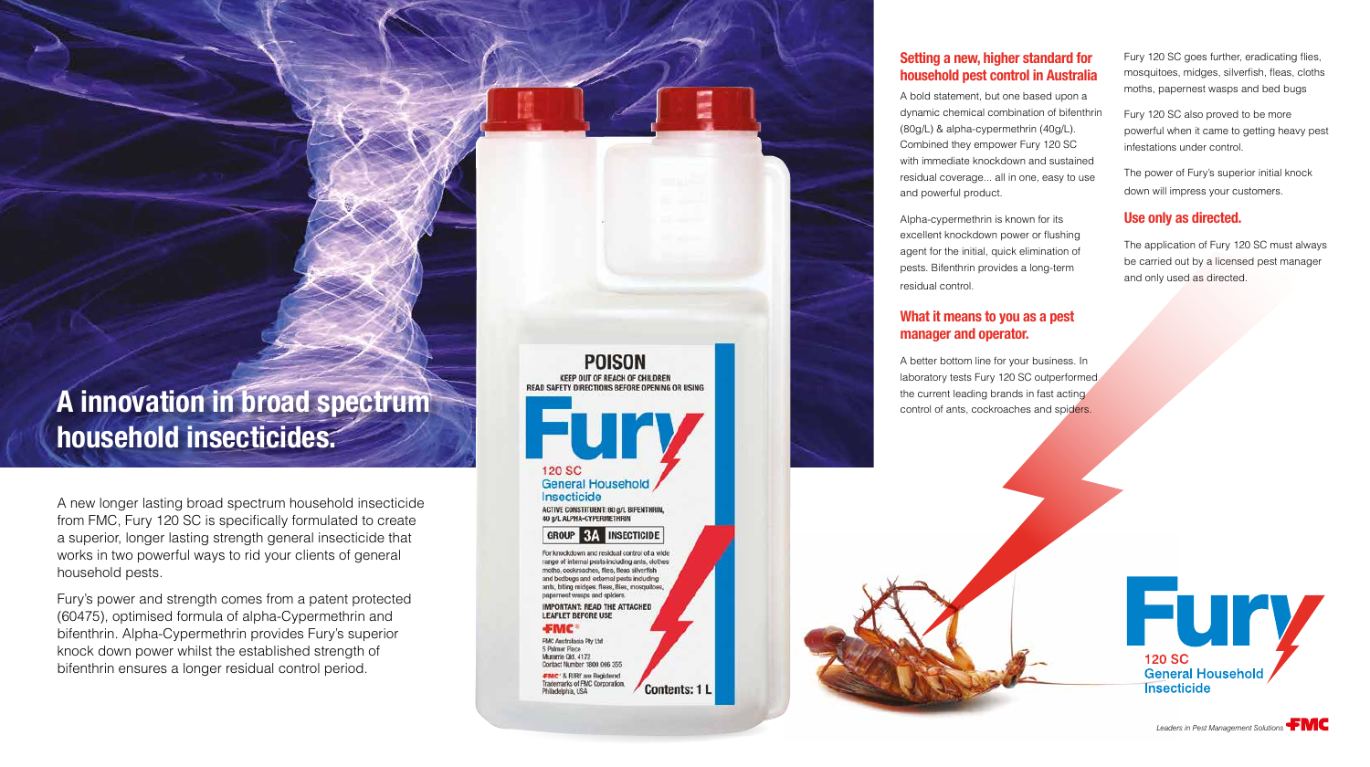# A innovation in broad spectrum household insecticides.

A new longer lasting broad spectrum household insecticide from FMC, Fury 120 SC is specifically formulated to create a superior, longer lasting strength general insecticide that works in two powerful ways to rid your clients of general household pests.

Fury's power and strength comes from a patent protected (60475), optimised formula of alpha-Cypermethrin and bifenthrin. Alpha-Cypermethrin provides Fury's superior knock down power whilst the established strength of bifenthrin ensures a longer residual control period.

POISON

KEEP OUT OF REACH OF CHILDREN
READ SAFETY DIRECTIONS BEFORE OPENING OR USING

Fury

120 SC
General Household Insecticide

ACTIVE CONSTITUENT: 80 g/L BIFENTHRIN, 40 g/L ALPHA-CYPERMETHRIN

GROUP 3A INSECTICIDE

For knockdown and residual control of a wide range of internal pests including ants, clothes moths, cockroaches, flies, fleas silverfish and bedbugs and external pests including ants, biting midges, fleas, flies, mosquitoes, papernest wasps and spiders.

IMPORTANT: READ THE ATTACHED LEAFLET BEFORE USE

FMC

FMC Australasia Pty Ltd
5 Palmer Place
Murarrie Qld. 4172
Contact Number 1800 066 355

FMC & FURY are Registered Trademarks of FMC Corporation, Philadelphia, USA

Contents: 1 L

## Setting a new, higher standard for household pest control in Australia

A bold statement, but one based upon a dynamic chemical combination of bifenthrin (80g/L) & alpha-cypermethrin (40g/L). Combined they empower Fury 120 SC with immediate knockdown and sustained residual coverage... all in one, easy to use and powerful product.

Alpha-cypermethrin is known for its excellent knockdown power or flushing agent for the initial, quick elimination of pests. Bifenthrin provides a long-term residual control.

## What it means to you as a pest manager and operator.

A better bottom line for your business. In laboratory tests Fury 120 SC outperformed the current leading brands in fast acting control of ants, cockroaches and spiders.

Fury 120 SC goes further, eradicating flies, mosquitoes, midges, silverfish, fleas, cloths moths, papernest wasps and bed bugs

Fury 120 SC also proved to be more powerful when it came to getting heavy pest infestations under control.

The power of Fury's superior initial knock down will impress your customers.

## Use only as directed.

The application of Fury 120 SC must always be carried out by a licensed pest manager and only used as directed.

Fury
120 SC
General Household Insecticide

*Leaders in Pest Management Solutions* FMC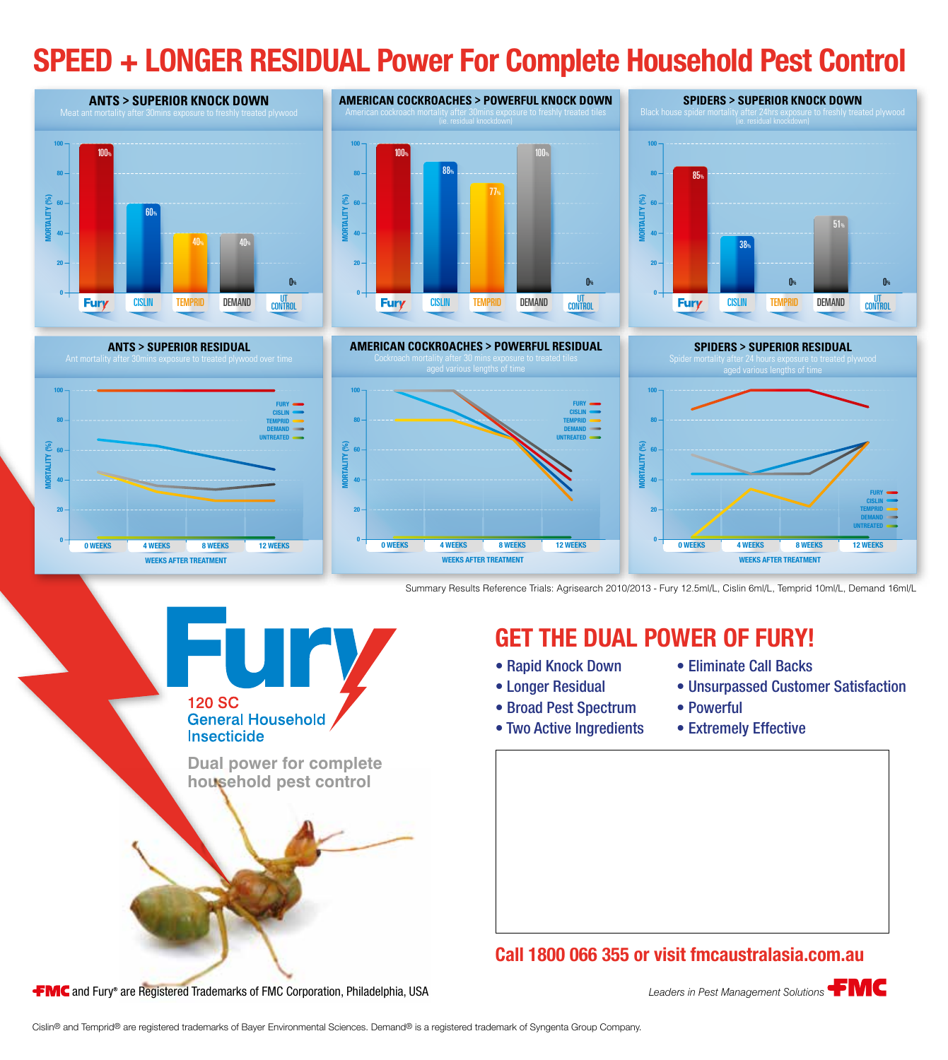# SPEED + LONGER RESIDUAL Power For Complete Household Pest Control

## ANTS > SUPERIOR KNOCK DOWN

Meat ant mortality after 30mins exposure to freshly treated plywood

MORTALITY (%)

100
80
60
40
20
0

100%
60%
40%
40%
0%

Fury
CISLIN
TEMPRID
DEMAND
UT CONTROL

## AMERICAN COCKROACHES > POWERFUL KNOCK DOWN

American cockroach mortality after 30mins exposure to freshly treated tiles (ie. residual knockdown)

MORTALITY (%)

100
80
60
40
20
0

100%
88%
77%
100%
0%

Fury
CISLIN
TEMPRID
DEMAND
UT CONTROL

## SPIDERS > SUPERIOR KNOCK DOWN

Black house spider mortality after 24hrs exposure to freshly treated plywood (ie. residual knockdown)

MORTALITY (%)

100
80
60
40
20
0

85%
38%
0%
51%
0%

Fury
CISLIN
TEMPRID
DEMAND
UT CONTROL

## ANTS > SUPERIOR RESIDUAL

Ant mortality after 30mins exposure to treated plywood over time

MORTALITY (%)

100
80
60
40
20
0

FURY
CISLIN
TEMPRID
DEMAND
UNTREATED

0 WEEKS
4 WEEKS
8 WEEKS
12 WEEKS

WEEKS AFTER TREATMENT

## AMERICAN COCKROACHES > POWERFUL RESIDUAL

Cockroach mortality after 30 mins exposure to treated tiles aged various lengths of time

MORTALITY (%)

100
80
60
40
20
0

FURY
CISLIN
TEMPRID
DEMAND
UNTREATED

0 WEEKS
4 WEEKS
8 WEEKS
12 WEEKS

WEEKS AFTER TREATMENT

## SPIDERS > SUPERIOR RESIDUAL

Spider mortality after 24 hours exposure to treated plywood aged various lengths of time

MORTALITY (%)

100
80
60
40
20
0

FURY
CISLIN
TEMPRID
DEMAND
UNTREATED

0 WEEKS
4 WEEKS
8 WEEKS
12 WEEKS

WEEKS AFTER TREATMENT

Summary Results Reference Trials: Agrisearch 2010/2013 - Fury 12.5ml/L, Cislin 6ml/L, Temprid 10ml/L, Demand 16ml/L

**Fury**

120 SC
General Household Insecticide

Dual power for complete household pest control

## GET THE DUAL POWER OF FURY!

- Rapid Knock Down
- Longer Residual
- Broad Pest Spectrum
- Two Active Ingredients
- Eliminate Call Backs
- Unsurpassed Customer Satisfaction
- Powerful
- Extremely Effective

**Call 1800 066 355 or visit fmcaustralasia.com.au**

FMC and Fury® are Registered Trademarks of FMC Corporation, Philadelphia, USA

*Leaders in Pest Management Solutions* FMC

Cislin® and Temprid® are registered trademarks of Bayer Environmental Sciences. Demand® is a registered trademark of Syngenta Group Company.